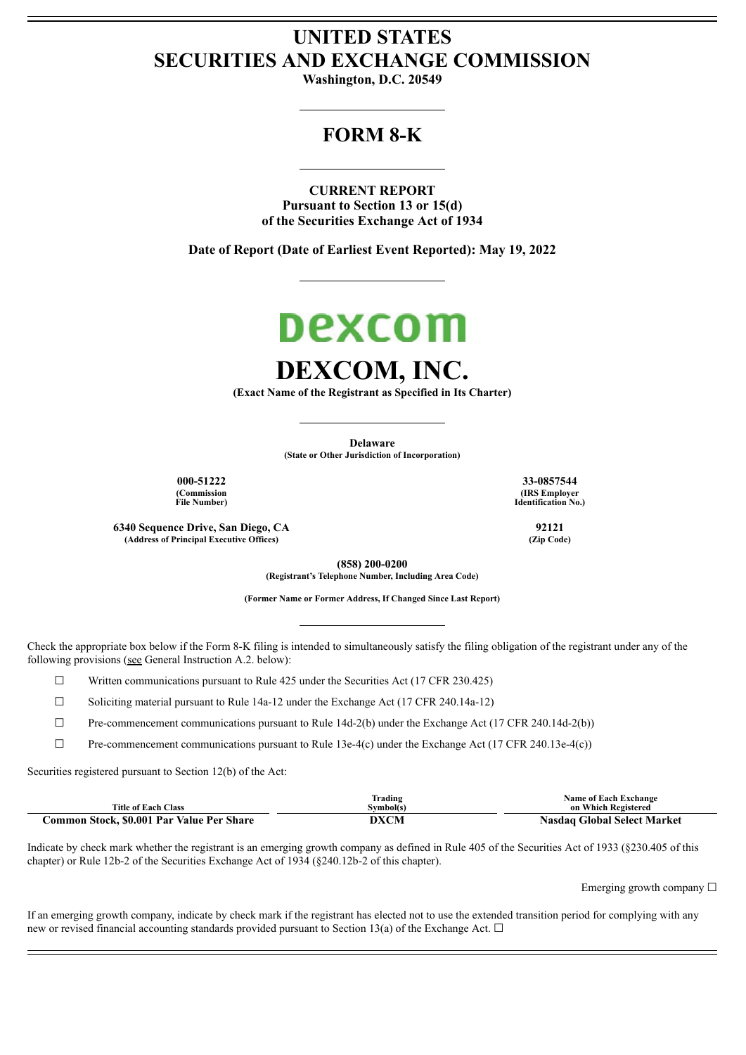# UNITED STATES
# SECURITIES AND EXCHANGE COMMISSION

**Washington, D.C. 20549**

## FORM 8-K

**CURRENT REPORT**
**Pursuant to Section 13 or 15(d)**
**of the Securities Exchange Act of 1934**

**Date of Report (Date of Earliest Event Reported): May 19, 2022**

dexcom

# DEXCOM, INC.

**(Exact Name of the Registrant as Specified in Its Charter)**

**Delaware**
**(State or Other Jurisdiction of Incorporation)**

| **000-51222** | **33-0857544** |
|---|---|
| **(Commission File Number)** | **(IRS Employer Identification No.)** |

| **6340 Sequence Drive, San Diego, CA** | **92121** |
|---|---|
| **(Address of Principal Executive Offices)** | **(Zip Code)** |

**(858) 200-0200**
**(Registrant's Telephone Number, Including Area Code)**

**(Former Name or Former Address, If Changed Since Last Report)**

Check the appropriate box below if the Form 8-K filing is intended to simultaneously satisfy the filing obligation of the registrant under any of the following provisions (see General Instruction A.2. below):

☐ Written communications pursuant to Rule 425 under the Securities Act (17 CFR 230.425)

☐ Soliciting material pursuant to Rule 14a-12 under the Exchange Act (17 CFR 240.14a-12)

☐ Pre-commencement communications pursuant to Rule 14d-2(b) under the Exchange Act (17 CFR 240.14d-2(b))

☐ Pre-commencement communications pursuant to Rule 13e-4(c) under the Exchange Act (17 CFR 240.13e-4(c))

Securities registered pursuant to Section 12(b) of the Act:

| Title of Each Class | Trading Symbol(s) | Name of Each Exchange on Which Registered |
|---|---|---|
| **Common Stock, $0.001 Par Value Per Share** | **DXCM** | **Nasdaq Global Select Market** |

Indicate by check mark whether the registrant is an emerging growth company as defined in Rule 405 of the Securities Act of 1933 (§230.405 of this chapter) or Rule 12b-2 of the Securities Exchange Act of 1934 (§240.12b-2 of this chapter).

Emerging growth company ☐

If an emerging growth company, indicate by check mark if the registrant has elected not to use the extended transition period for complying with any new or revised financial accounting standards provided pursuant to Section 13(a) of the Exchange Act. ☐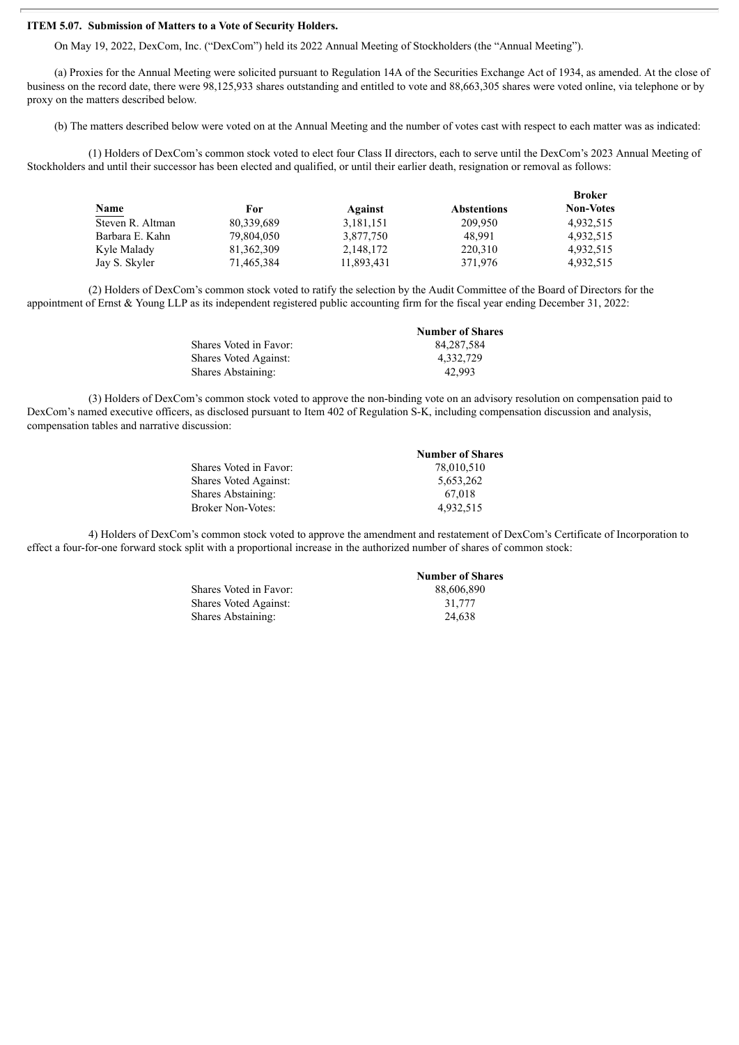**ITEM 5.07. Submission of Matters to a Vote of Security Holders.**

On May 19, 2022, DexCom, Inc. ("DexCom") held its 2022 Annual Meeting of Stockholders (the "Annual Meeting").

(a) Proxies for the Annual Meeting were solicited pursuant to Regulation 14A of the Securities Exchange Act of 1934, as amended. At the close of business on the record date, there were 98,125,933 shares outstanding and entitled to vote and 88,663,305 shares were voted online, via telephone or by proxy on the matters described below.

(b) The matters described below were voted on at the Annual Meeting and the number of votes cast with respect to each matter was as indicated:

(1) Holders of DexCom's common stock voted to elect four Class II directors, each to serve until the DexCom's 2023 Annual Meeting of Stockholders and until their successor has been elected and qualified, or until their earlier death, resignation or removal as follows:

| Name | For | Against | Abstentions | Broker Non-Votes |
|---|---|---|---|---|
| Steven R. Altman | 80,339,689 | 3,181,151 | 209,950 | 4,932,515 |
| Barbara E. Kahn | 79,804,050 | 3,877,750 | 48,991 | 4,932,515 |
| Kyle Malady | 81,362,309 | 2,148,172 | 220,310 | 4,932,515 |
| Jay S. Skyler | 71,465,384 | 11,893,431 | 371,976 | 4,932,515 |

(2) Holders of DexCom's common stock voted to ratify the selection by the Audit Committee of the Board of Directors for the appointment of Ernst & Young LLP as its independent registered public accounting firm for the fiscal year ending December 31, 2022:

| | Number of Shares |
|---|---|
| Shares Voted in Favor: | 84,287,584 |
| Shares Voted Against: | 4,332,729 |
| Shares Abstaining: | 42,993 |

(3) Holders of DexCom's common stock voted to approve the non-binding vote on an advisory resolution on compensation paid to DexCom's named executive officers, as disclosed pursuant to Item 402 of Regulation S-K, including compensation discussion and analysis, compensation tables and narrative discussion:

| | Number of Shares |
|---|---|
| Shares Voted in Favor: | 78,010,510 |
| Shares Voted Against: | 5,653,262 |
| Shares Abstaining: | 67,018 |
| Broker Non-Votes: | 4,932,515 |

4) Holders of DexCom's common stock voted to approve the amendment and restatement of DexCom's Certificate of Incorporation to effect a four-for-one forward stock split with a proportional increase in the authorized number of shares of common stock:

| | Number of Shares |
|---|---|
| Shares Voted in Favor: | 88,606,890 |
| Shares Voted Against: | 31,777 |
| Shares Abstaining: | 24,638 |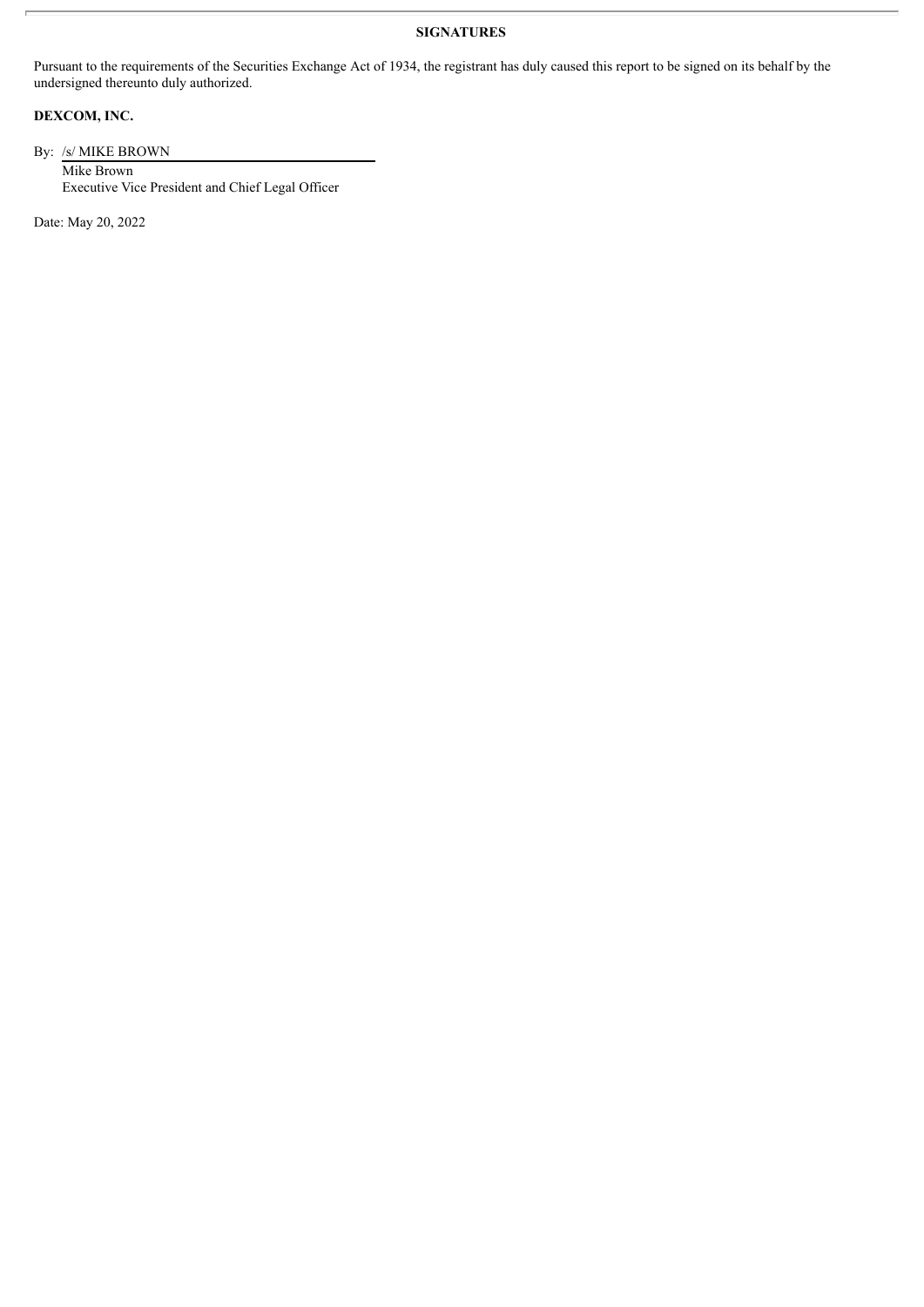## SIGNATURES

Pursuant to the requirements of the Securities Exchange Act of 1934, the registrant has duly caused this report to be signed on its behalf by the undersigned thereunto duly authorized.

**DEXCOM, INC.**

By: /s/ MIKE BROWN

Mike Brown
Executive Vice President and Chief Legal Officer

Date: May 20, 2022